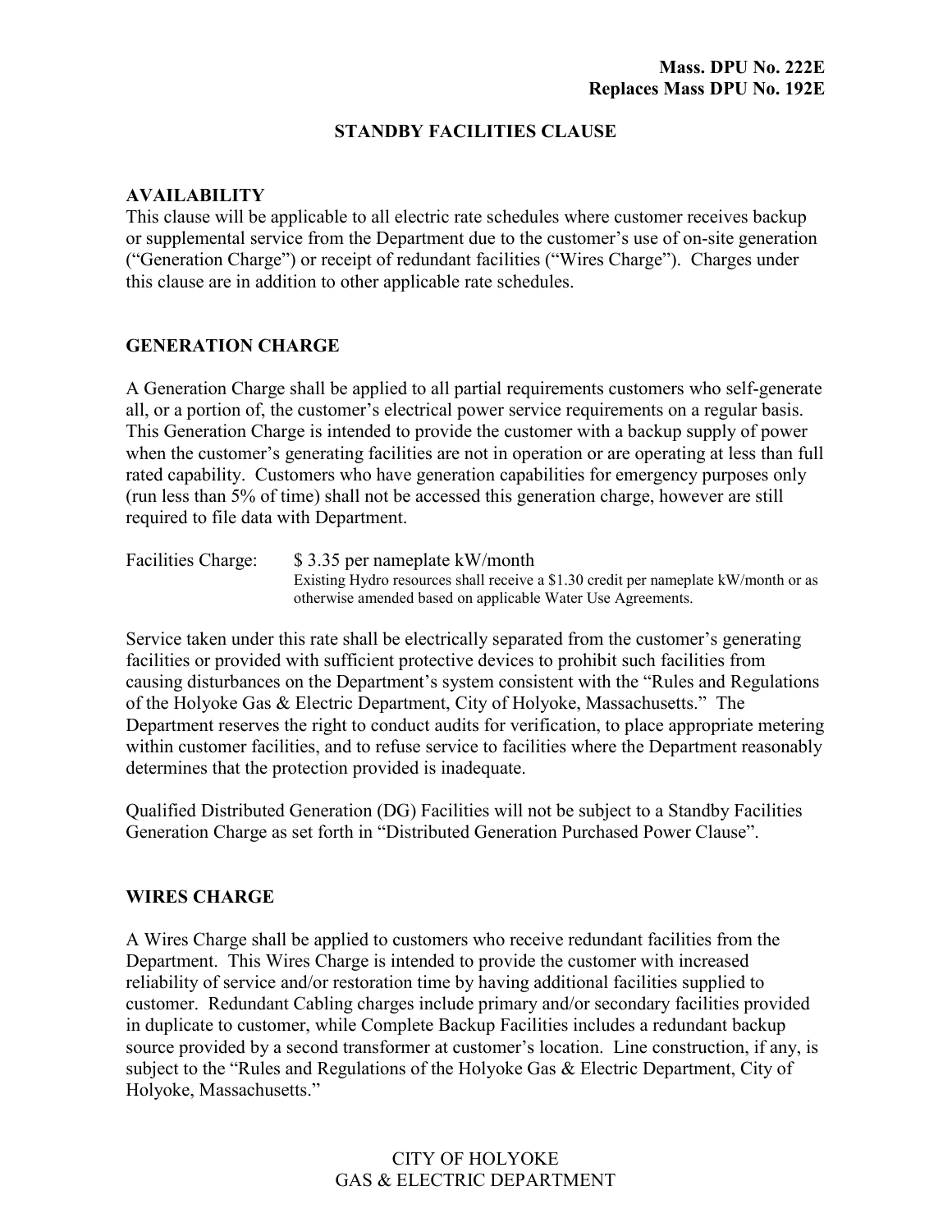**Mass. DPU No. 222E**
**Replaces Mass DPU No. 192E**

# STANDBY FACILITIES CLAUSE

## AVAILABILITY

This clause will be applicable to all electric rate schedules where customer receives backup or supplemental service from the Department due to the customer's use of on-site generation ("Generation Charge") or receipt of redundant facilities ("Wires Charge"). Charges under this clause are in addition to other applicable rate schedules.

## GENERATION CHARGE

A Generation Charge shall be applied to all partial requirements customers who self-generate all, or a portion of, the customer's electrical power service requirements on a regular basis. This Generation Charge is intended to provide the customer with a backup supply of power when the customer's generating facilities are not in operation or are operating at less than full rated capability. Customers who have generation capabilities for emergency purposes only (run less than 5% of time) shall not be accessed this generation charge, however are still required to file data with Department.

Facilities Charge: $ 3.35 per nameplate kW/month
Existing Hydro resources shall receive a $1.30 credit per nameplate kW/month or as otherwise amended based on applicable Water Use Agreements.

Service taken under this rate shall be electrically separated from the customer's generating facilities or provided with sufficient protective devices to prohibit such facilities from causing disturbances on the Department's system consistent with the "Rules and Regulations of the Holyoke Gas & Electric Department, City of Holyoke, Massachusetts." The Department reserves the right to conduct audits for verification, to place appropriate metering within customer facilities, and to refuse service to facilities where the Department reasonably determines that the protection provided is inadequate.

Qualified Distributed Generation (DG) Facilities will not be subject to a Standby Facilities Generation Charge as set forth in "Distributed Generation Purchased Power Clause".

## WIRES CHARGE

A Wires Charge shall be applied to customers who receive redundant facilities from the Department. This Wires Charge is intended to provide the customer with increased reliability of service and/or restoration time by having additional facilities supplied to customer. Redundant Cabling charges include primary and/or secondary facilities provided in duplicate to customer, while Complete Backup Facilities includes a redundant backup source provided by a second transformer at customer's location. Line construction, if any, is subject to the "Rules and Regulations of the Holyoke Gas & Electric Department, City of Holyoke, Massachusetts."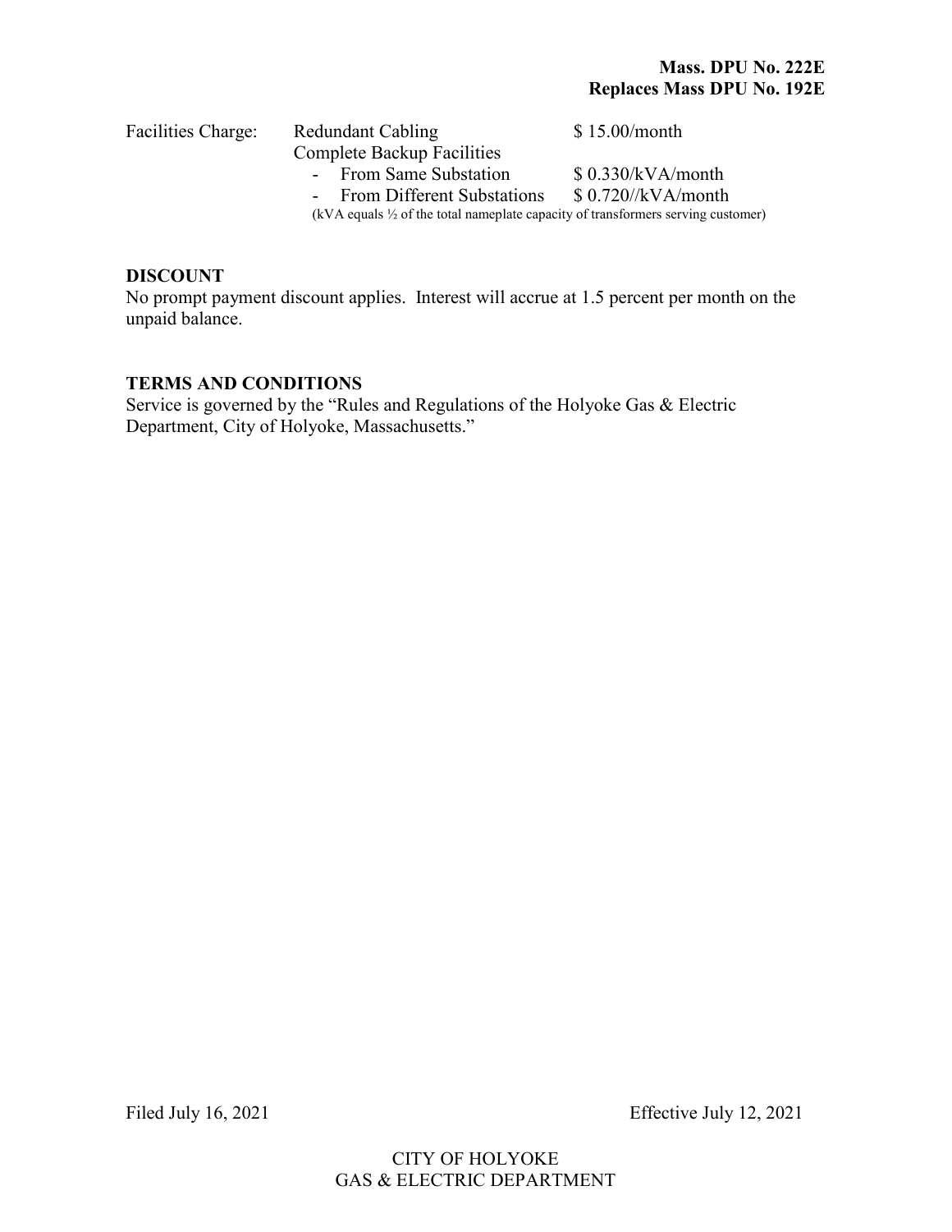**Mass. DPU No. 222E**
**Replaces Mass DPU No. 192E**

| | | |
|---|---|---|
| Facilities Charge: | Redundant Cabling | $ 15.00/month |
| | Complete Backup Facilities | |
| | - From Same Substation | $ 0.330/kVA/month |
| | - From Different Substations | $ 0.720//kVA/month |

(kVA equals ½ of the total nameplate capacity of transformers serving customer)

## DISCOUNT

No prompt payment discount applies. Interest will accrue at 1.5 percent per month on the unpaid balance.

## TERMS AND CONDITIONS

Service is governed by the "Rules and Regulations of the Holyoke Gas & Electric Department, City of Holyoke, Massachusetts."

Filed July 16, 2021 Effective July 12, 2021

CITY OF HOLYOKE
GAS & ELECTRIC DEPARTMENT